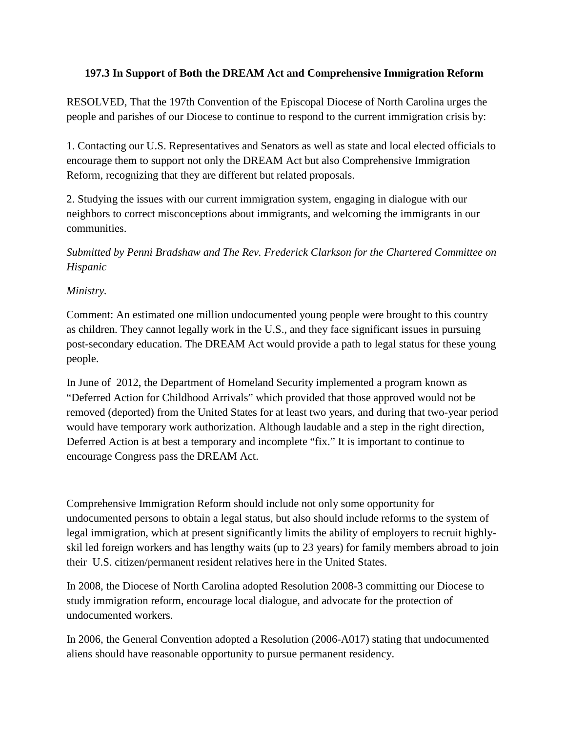**197.3 In Support of Both the DREAM Act and Comprehensive Immigration Reform**

RESOLVED, That the 197th Convention of the Episcopal Diocese of North Carolina urges the people and parishes of our Diocese to continue to respond to the current immigration crisis by:

1. Contacting our U.S. Representatives and Senators as well as state and local elected officials to encourage them to support not only the DREAM Act but also Comprehensive Immigration Reform, recognizing that they are different but related proposals.

2. Studying the issues with our current immigration system, engaging in dialogue with our neighbors to correct misconceptions about immigrants, and welcoming the immigrants in our communities.

*Submitted by Penni Bradshaw and The Rev. Frederick Clarkson for the Chartered Committee on Hispanic*

*Ministry.*

Comment: An estimated one million undocumented young people were brought to this country as children. They cannot legally work in the U.S., and they face significant issues in pursuing post-secondary education. The DREAM Act would provide a path to legal status for these young people.

In June of 2012, the Department of Homeland Security implemented a program known as "Deferred Action for Childhood Arrivals" which provided that those approved would not be removed (deported) from the United States for at least two years, and during that two-year period would have temporary work authorization. Although laudable and a step in the right direction, Deferred Action is at best a temporary and incomplete "fix." It is important to continue to encourage Congress pass the DREAM Act.

Comprehensive Immigration Reform should include not only some opportunity for undocumented persons to obtain a legal status, but also should include reforms to the system of legal immigration, which at present significantly limits the ability of employers to recruit highly-skil led foreign workers and has lengthy waits (up to 23 years) for family members abroad to join their U.S. citizen/permanent resident relatives here in the United States.

In 2008, the Diocese of North Carolina adopted Resolution 2008-3 committing our Diocese to study immigration reform, encourage local dialogue, and advocate for the protection of undocumented workers.

In 2006, the General Convention adopted a Resolution (2006-A017) stating that undocumented aliens should have reasonable opportunity to pursue permanent residency.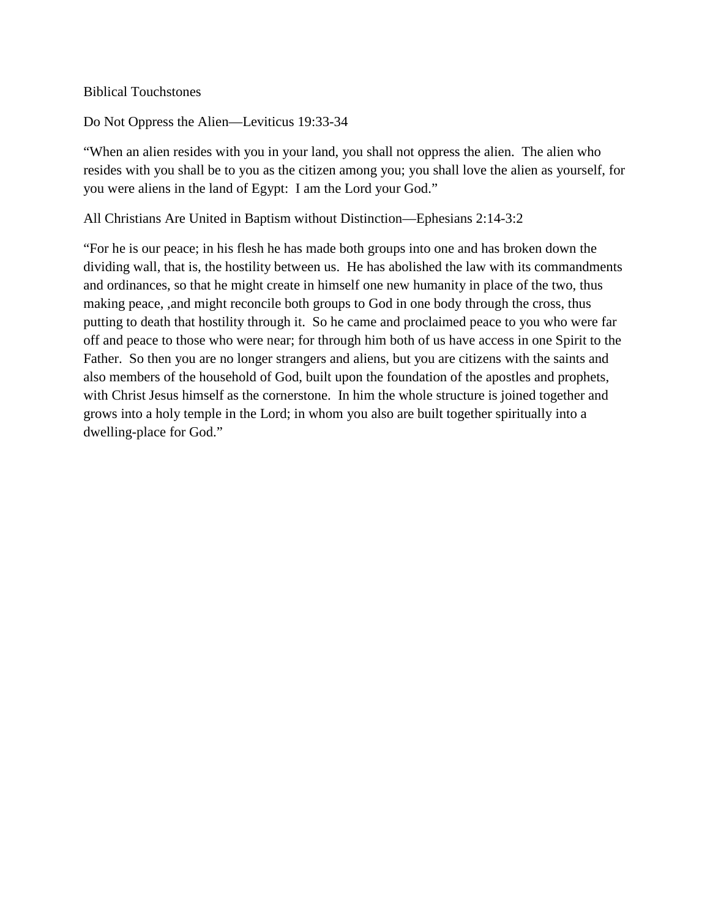Biblical Touchstones

Do Not Oppress the Alien—Leviticus 19:33-34

“When an alien resides with you in your land, you shall not oppress the alien. The alien who resides with you shall be to you as the citizen among you; you shall love the alien as yourself, for you were aliens in the land of Egypt: I am the Lord your God.”

All Christians Are United in Baptism without Distinction—Ephesians 2:14-3:2

“For he is our peace; in his flesh he has made both groups into one and has broken down the dividing wall, that is, the hostility between us. He has abolished the law with its commandments and ordinances, so that he might create in himself one new humanity in place of the two, thus making peace, ,and might reconcile both groups to God in one body through the cross, thus putting to death that hostility through it. So he came and proclaimed peace to you who were far off and peace to those who were near; for through him both of us have access in one Spirit to the Father. So then you are no longer strangers and aliens, but you are citizens with the saints and also members of the household of God, built upon the foundation of the apostles and prophets, with Christ Jesus himself as the cornerstone. In him the whole structure is joined together and grows into a holy temple in the Lord; in whom you also are built together spiritually into a dwelling-place for God.”